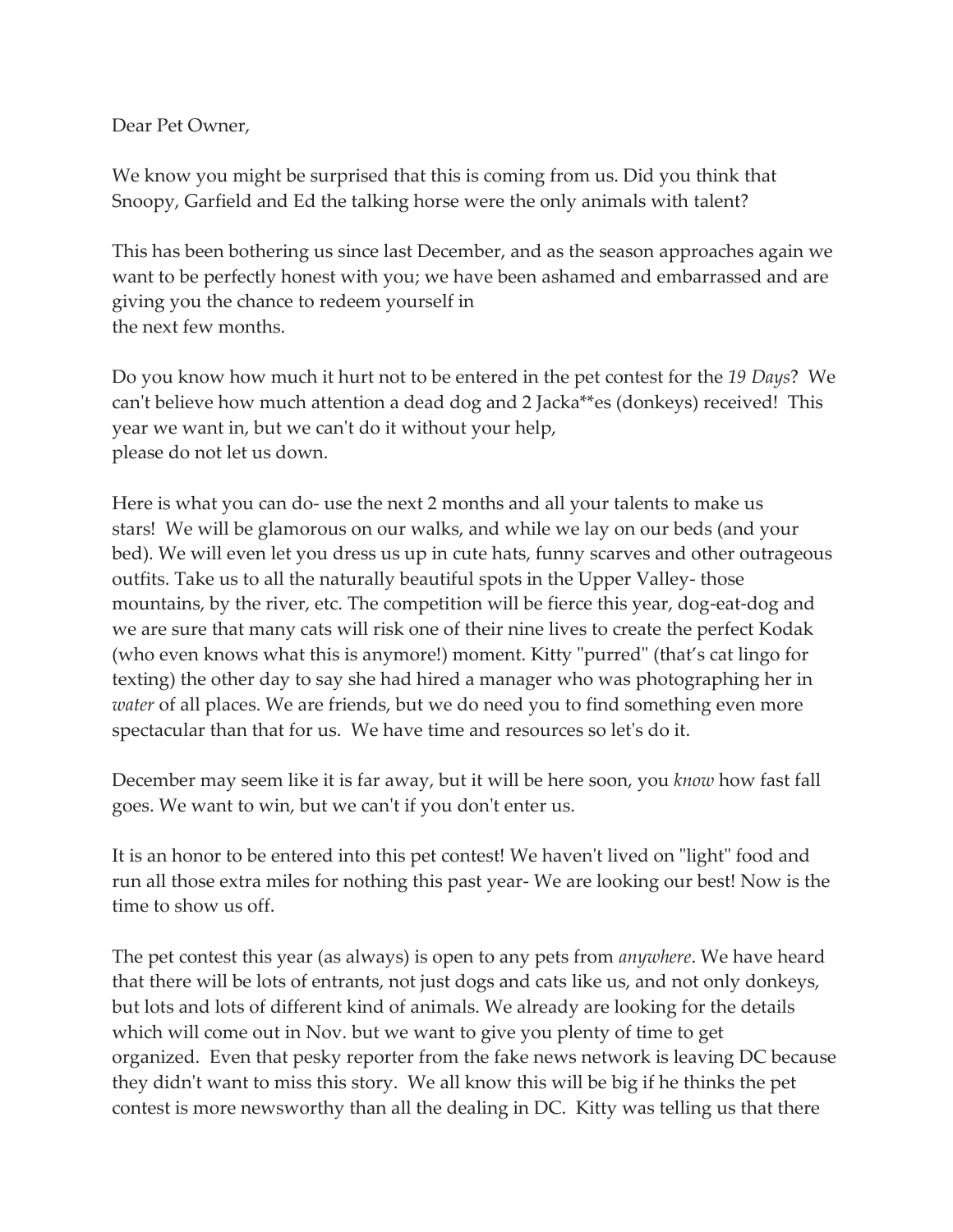Dear Pet Owner,

We know you might be surprised that this is coming from us. Did you think that Snoopy, Garfield and Ed the talking horse were the only animals with talent?

This has been bothering us since last December, and as the season approaches again we want to be perfectly honest with you; we have been ashamed and embarrassed and are giving you the chance to redeem yourself in the next few months.

Do you know how much it hurt not to be entered in the pet contest for the *19 Days*? We can't believe how much attention a dead dog and 2 Jacka**es (donkeys) received! This year we want in, but we can't do it without your help, please do not let us down.

Here is what you can do- use the next 2 months and all your talents to make us stars! We will be glamorous on our walks, and while we lay on our beds (and your bed). We will even let you dress us up in cute hats, funny scarves and other outrageous outfits. Take us to all the naturally beautiful spots in the Upper Valley- those mountains, by the river, etc. The competition will be fierce this year, dog-eat-dog and we are sure that many cats will risk one of their nine lives to create the perfect Kodak (who even knows what this is anymore!) moment. Kitty "purred" (that's cat lingo for texting) the other day to say she had hired a manager who was photographing her in *water* of all places. We are friends, but we do need you to find something even more spectacular than that for us. We have time and resources so let's do it.

December may seem like it is far away, but it will be here soon, you *know* how fast fall goes. We want to win, but we can't if you don't enter us.

It is an honor to be entered into this pet contest! We haven't lived on "light" food and run all those extra miles for nothing this past year- We are looking our best! Now is the time to show us off.

The pet contest this year (as always) is open to any pets from *anywhere*. We have heard that there will be lots of entrants, not just dogs and cats like us, and not only donkeys, but lots and lots of different kind of animals. We already are looking for the details which will come out in Nov. but we want to give you plenty of time to get organized. Even that pesky reporter from the fake news network is leaving DC because they didn't want to miss this story. We all know this will be big if he thinks the pet contest is more newsworthy than all the dealing in DC. Kitty was telling us that there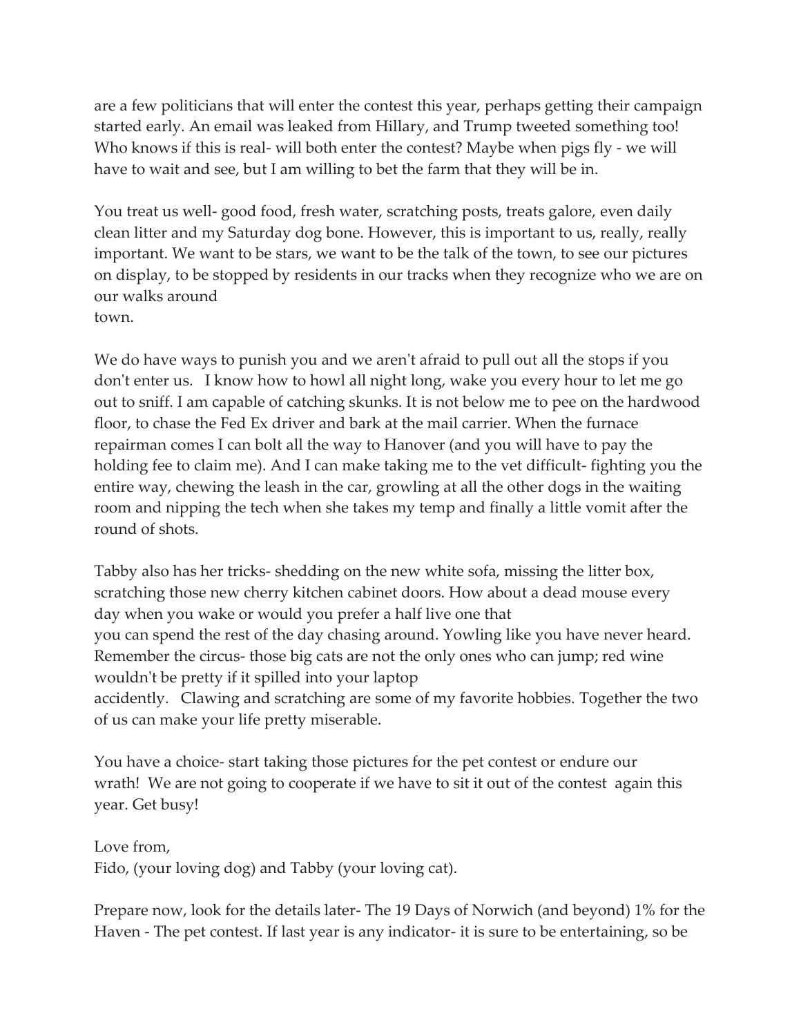are a few politicians that will enter the contest this year, perhaps getting their campaign started early. An email was leaked from Hillary, and Trump tweeted something too! Who knows if this is real- will both enter the contest? Maybe when pigs fly - we will have to wait and see, but I am willing to bet the farm that they will be in.

You treat us well- good food, fresh water, scratching posts, treats galore, even daily clean litter and my Saturday dog bone. However, this is important to us, really, really important. We want to be stars, we want to be the talk of the town, to see our pictures on display, to be stopped by residents in our tracks when they recognize who we are on our walks around town.

We do have ways to punish you and we aren't afraid to pull out all the stops if you don't enter us. I know how to howl all night long, wake you every hour to let me go out to sniff. I am capable of catching skunks. It is not below me to pee on the hardwood floor, to chase the Fed Ex driver and bark at the mail carrier. When the furnace repairman comes I can bolt all the way to Hanover (and you will have to pay the holding fee to claim me). And I can make taking me to the vet difficult- fighting you the entire way, chewing the leash in the car, growling at all the other dogs in the waiting room and nipping the tech when she takes my temp and finally a little vomit after the round of shots.

Tabby also has her tricks- shedding on the new white sofa, missing the litter box, scratching those new cherry kitchen cabinet doors. How about a dead mouse every day when you wake or would you prefer a half live one that you can spend the rest of the day chasing around. Yowling like you have never heard. Remember the circus- those big cats are not the only ones who can jump; red wine wouldn't be pretty if it spilled into your laptop accidently. Clawing and scratching are some of my favorite hobbies. Together the two of us can make your life pretty miserable.

You have a choice- start taking those pictures for the pet contest or endure our wrath! We are not going to cooperate if we have to sit it out of the contest again this year. Get busy!

Love from,
Fido, (your loving dog) and Tabby (your loving cat).

Prepare now, look for the details later- The 19 Days of Norwich (and beyond) 1% for the Haven - The pet contest. If last year is any indicator- it is sure to be entertaining, so be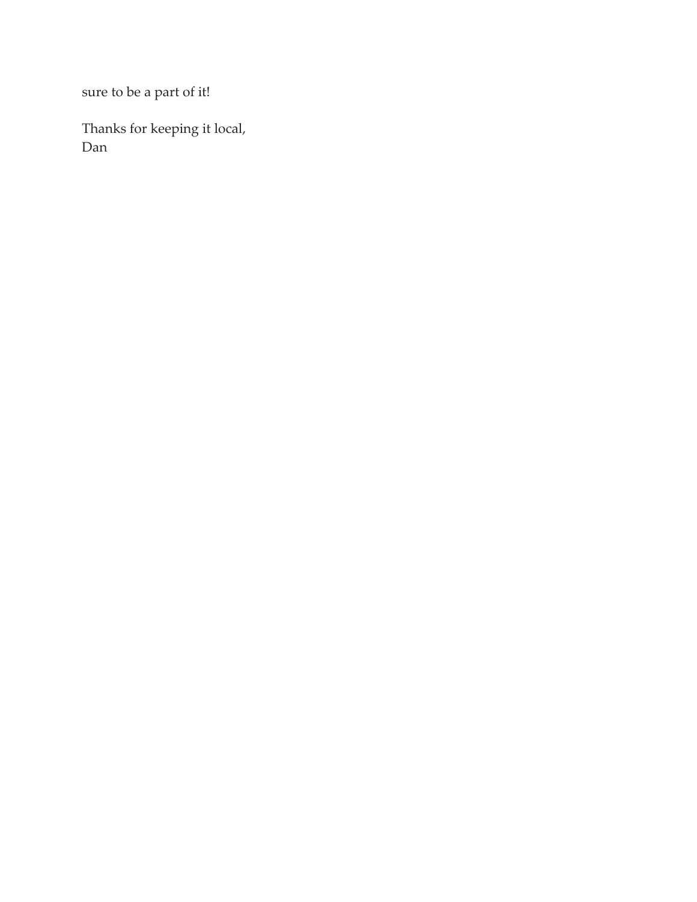sure to be a part of it!

Thanks for keeping it local,
Dan